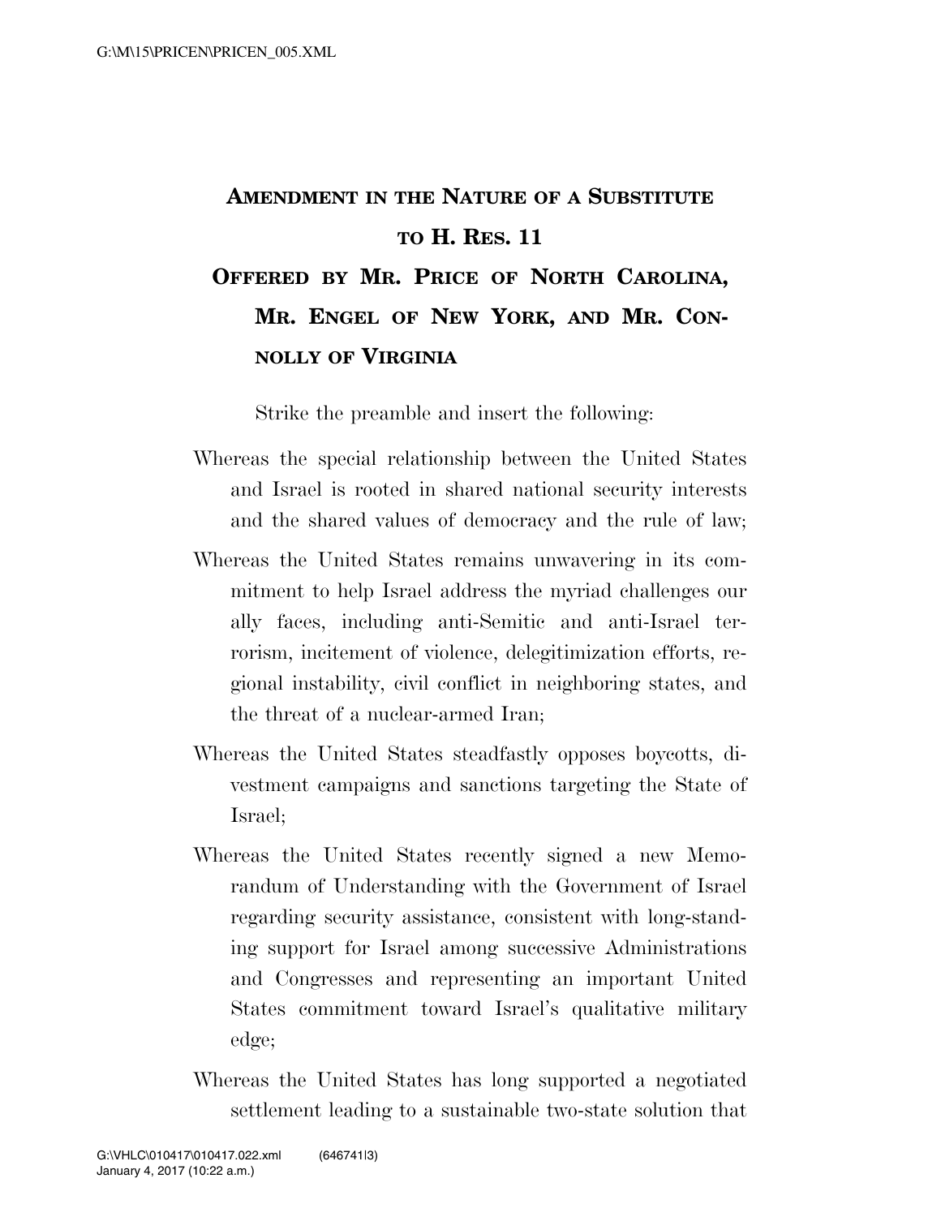**AMENDMENT IN THE NATURE OF A SUBSTITUTE TO H. RES. 11**

**OFFERED BY MR. PRICE OF NORTH CAROLINA, MR. ENGEL OF NEW YORK, AND MR. CONNOLLY OF VIRGINIA**

Strike the preamble and insert the following:

Whereas the special relationship between the United States and Israel is rooted in shared national security interests and the shared values of democracy and the rule of law;

Whereas the United States remains unwavering in its commitment to help Israel address the myriad challenges our ally faces, including anti-Semitic and anti-Israel terrorism, incitement of violence, delegitimization efforts, regional instability, civil conflict in neighboring states, and the threat of a nuclear-armed Iran;

Whereas the United States steadfastly opposes boycotts, divestment campaigns and sanctions targeting the State of Israel;

Whereas the United States recently signed a new Memorandum of Understanding with the Government of Israel regarding security assistance, consistent with long-standing support for Israel among successive Administrations and Congresses and representing an important United States commitment toward Israel's qualitative military edge;

Whereas the United States has long supported a negotiated settlement leading to a sustainable two-state solution that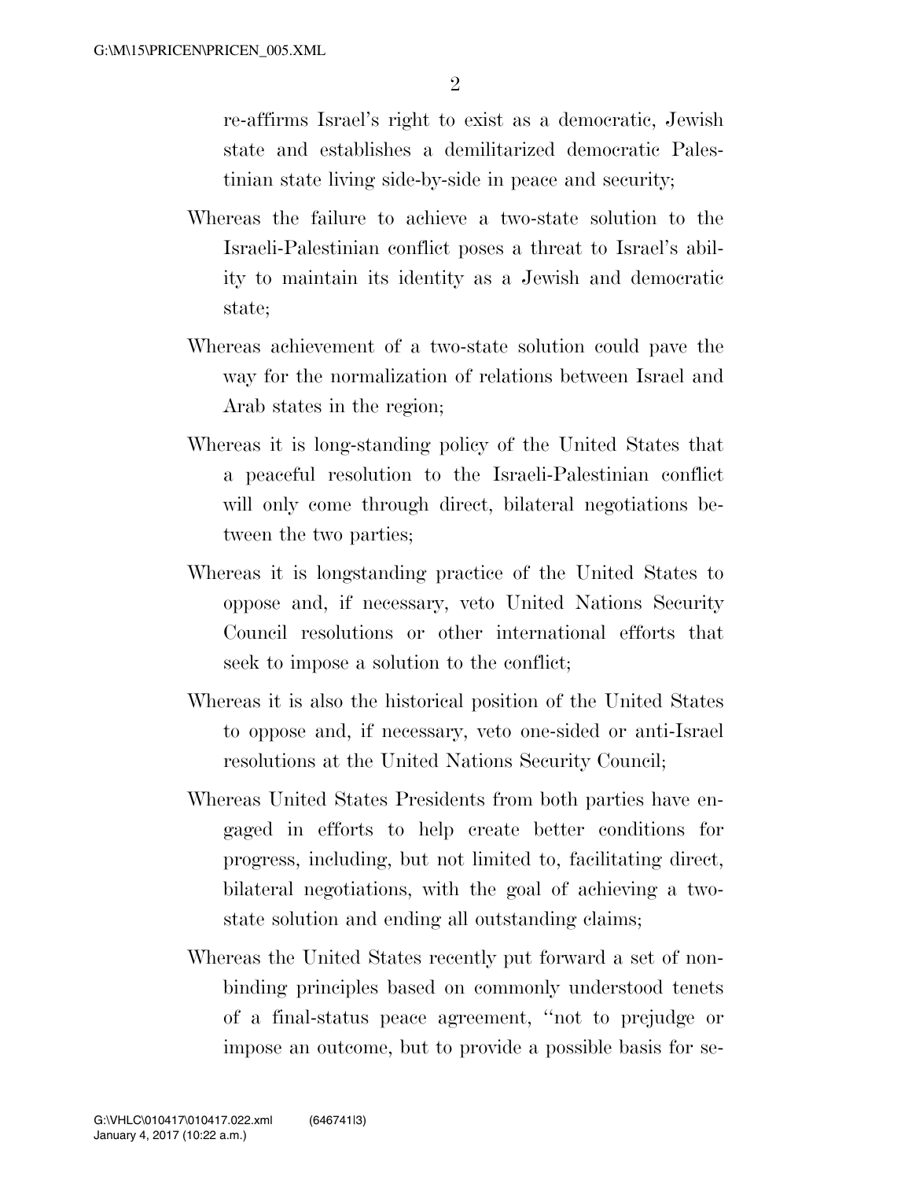re-affirms Israel's right to exist as a democratic, Jewish state and establishes a demilitarized democratic Palestinian state living side-by-side in peace and security;

Whereas the failure to achieve a two-state solution to the Israeli-Palestinian conflict poses a threat to Israel's ability to maintain its identity as a Jewish and democratic state;

Whereas achievement of a two-state solution could pave the way for the normalization of relations between Israel and Arab states in the region;

Whereas it is long-standing policy of the United States that a peaceful resolution to the Israeli-Palestinian conflict will only come through direct, bilateral negotiations between the two parties;

Whereas it is longstanding practice of the United States to oppose and, if necessary, veto United Nations Security Council resolutions or other international efforts that seek to impose a solution to the conflict;

Whereas it is also the historical position of the United States to oppose and, if necessary, veto one-sided or anti-Israel resolutions at the United Nations Security Council;

Whereas United States Presidents from both parties have engaged in efforts to help create better conditions for progress, including, but not limited to, facilitating direct, bilateral negotiations, with the goal of achieving a two-state solution and ending all outstanding claims;

Whereas the United States recently put forward a set of non-binding principles based on commonly understood tenets of a final-status peace agreement, "not to prejudge or impose an outcome, but to provide a possible basis for se-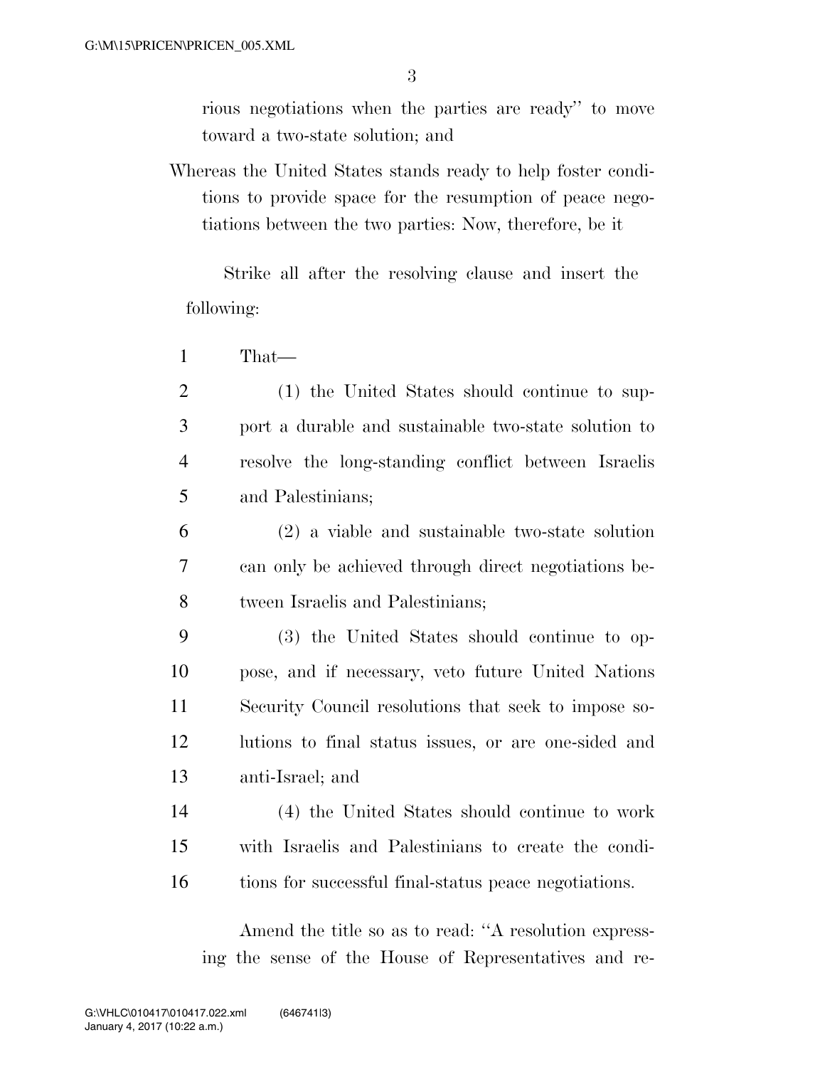rious negotiations when the parties are ready'' to move toward a two-state solution; and

Whereas the United States stands ready to help foster conditions to provide space for the resumption of peace negotiations between the two parties: Now, therefore, be it

Strike all after the resolving clause and insert the following:

That—

(1) the United States should continue to support a durable and sustainable two-state solution to resolve the long-standing conflict between Israelis and Palestinians;

(2) a viable and sustainable two-state solution can only be achieved through direct negotiations between Israelis and Palestinians;

(3) the United States should continue to oppose, and if necessary, veto future United Nations Security Council resolutions that seek to impose solutions to final status issues, or are one-sided and anti-Israel; and

(4) the United States should continue to work with Israelis and Palestinians to create the conditions for successful final-status peace negotiations.

Amend the title so as to read: ''A resolution expressing the sense of the House of Representatives and re-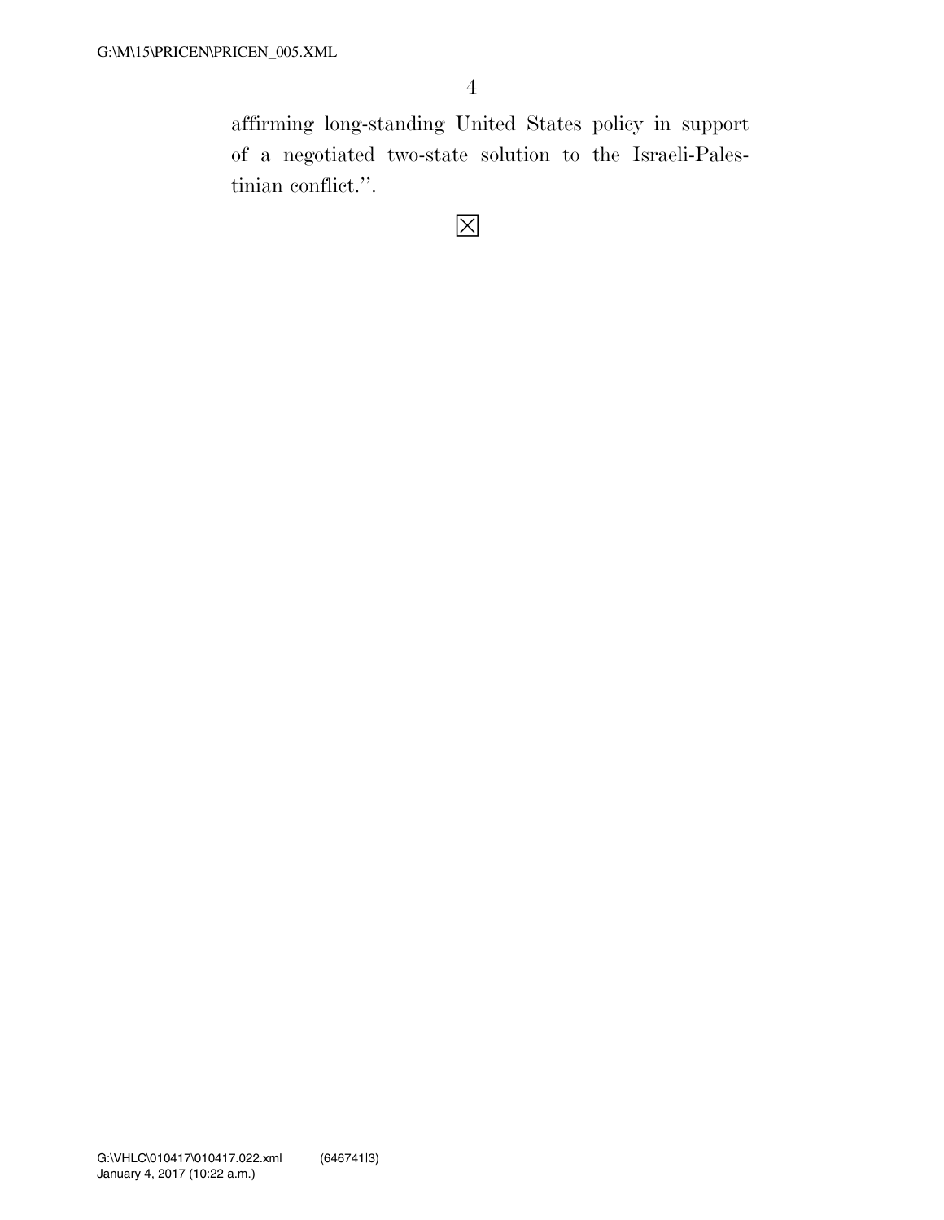affirming long-standing United States policy in support of a negotiated two-state solution to the Israeli-Palestinian conflict.''.